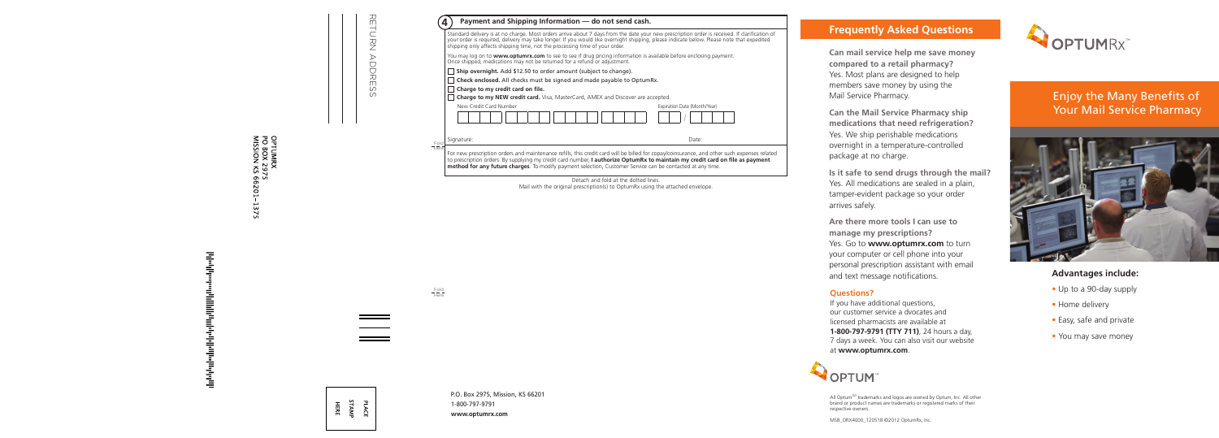RETURN ADDRESS

OPTUMRX
PO BOX 2975
MISSION KS 66201–1375

PLACE STAMP HERE

## 4 Payment and Shipping Information — do not send cash.

Standard delivery is at no charge. Most orders arrive about 7 days from the date your new prescription order is received. If clarification of your order is required, delivery may take longer. If you would like overnight shipping, please indicate below. Please note that expedited shipping only affects shipping time, not the processing time of your order.

You may log on to **www.optumrx.com** to see to see if drug pricing information is available before enclosing payment. Once shipped, medications may not be returned for a refund or adjustment.

- ☐ **Ship overnight.** Add $12.50 to order amount (subject to change).
- ☐ **Check enclosed.** All checks must be signed and made payable to OptumRx.
- ☐ **Charge to my credit card on file.**
- ☐ **Charge to my NEW credit card.** Visa, MasterCard, AMEX and Discover are accepted.

New Credit Card Number ______________ Expiration Date (Month/Year) ____ / ____

Signature: ______________ Date: ______________

For new prescription orders and maintenance refills, this credit card will be billed for copay/coinsurance, and other such expenses related to prescription orders. By supplying my credit card number, **I authorize OptumRx to maintain my credit card on file as payment method for any future charges**. To modify payment selection, Customer Service can be contacted at any time.

Detach and fold at the dotted lines.
Mail with the original prescription(s) to OptumRx using the attached envelope.

Fold Here

Fold Here

P.O. Box 2975, Mission, KS 66201
1-800-797-9791
**www.optumrx.com**

## Frequently Asked Questions

**Can mail service help me save money compared to a retail pharmacy?**
Yes. Most plans are designed to help members save money by using the Mail Service Pharmacy.

**Can the Mail Service Pharmacy ship medications that need refrigeration?**
Yes. We ship perishable medications overnight in a temperature-controlled package at no charge.

**Is it safe to send drugs through the mail?**
Yes. All medications are sealed in a plain, tamper-evident package so your order arrives safely.

**Are there more tools I can use to manage my prescriptions?**
Yes. Go to **www.optumrx.com** to turn your computer or cell phone into your personal prescription assistant with email and text message notifications.

### Questions?

If you have additional questions, our customer service a dvocates and licensed pharmacists are available at **1-800-797-9791 (TTY 711)**, 24 hours a day, 7 days a week. You can also visit our website at **www.optumrx.com**.

OPTUM™

All Optum™ trademarks and logos are owned by Optum, Inc. All other brand or product names are trademarks or registered marks of their respective owners.

MSB_ORX4000_120518 ©2012 OptumRx, Inc.

OPTUMRx™

# Enjoy the Many Benefits of Your Mail Service Pharmacy

### Advantages include:

- Up to a 90-day supply
- Home delivery
- Easy, safe and private
- You may save money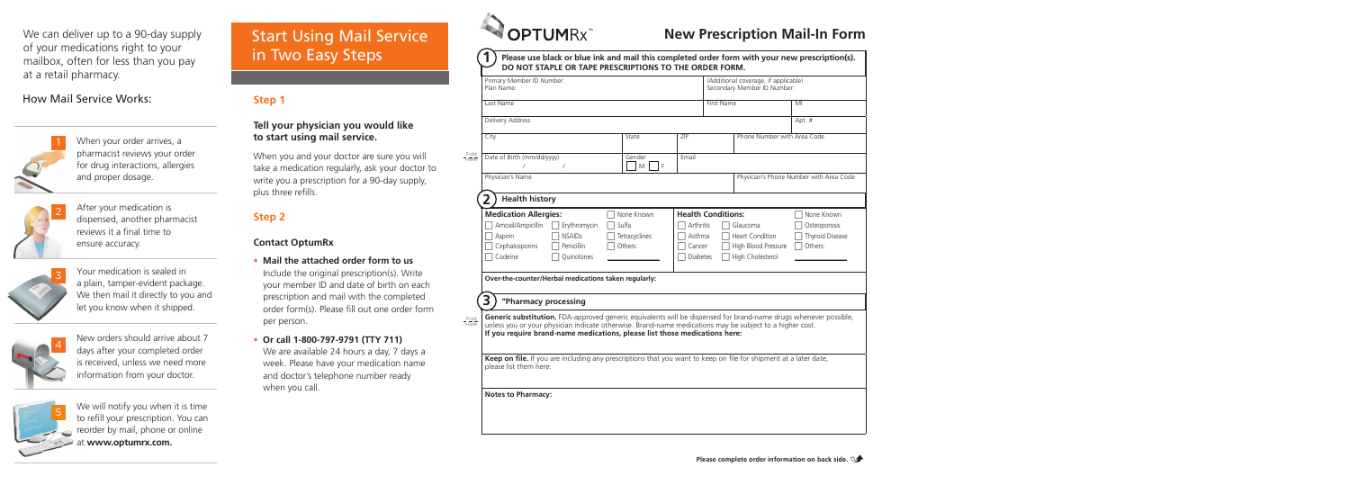We can deliver up to a 90-day supply of your medications right to your mailbox, often for less than you pay at a retail pharmacy.

## How Mail Service Works:

1. When your order arrives, a pharmacist reviews your order for drug interactions, allergies and proper dosage.
2. After your medication is dispensed, another pharmacist reviews it a final time to ensure accuracy.
3. Your medication is sealed in a plain, tamper-evident package. We then mail it directly to you and let you know when it shipped.
4. New orders should arrive about 7 days after your completed order is received, unless we need more information from your doctor.
5. We will notify you when it is time to refill your prescription. You can reorder by mail, phone or online at **www.optumrx.com.**

# Start Using Mail Service in Two Easy Steps

## Step 1

### Tell your physician you would like to start using mail service.

When you and your doctor are sure you will take a medication regularly, ask your doctor to write you a prescription for a 90-day supply, plus three refills.

## Step 2

### Contact OptumRx

- **Mail the attached order form to us**
  Include the original prescription(s). Write your member ID and date of birth on each prescription and mail with the completed order form(s). Please fill out one order form per person.
- **Or call 1-800-797-9791 (TTY 711)**
  We are available 24 hours a day, 7 days a week. Please have your medication name and doctor's telephone number ready when you call.

OPTUMRx™

# New Prescription Mail-In Form

**1** **Please use black or blue ink and mail this completed order form with your new prescription(s). DO NOT STAPLE OR TAPE PRESCRIPTIONS TO THE ORDER FORM.**

| | | | | |
|---|---|---|---|---|
| Primary Member ID Number: Plan Name: | | | (Additional coverage, if applicable) Secondary Member ID Number: | |
| Last Name | | | First Name | MI |
| Delivery Address | | | | Apt. # |
| City | State | ZIP | Phone Number with Area Code | |
| Date of Birth (mm/dd/yyyy) / / | Gender ☐ M ☐ F | Email | | |
| Physician's Name | | | Physician's Phone Number with Area Code | |

Fold

**2** **Health history**

**Medication Allergies:**
☐ None Known
☐ Amoxil/Ampicillin ☐ Erythromycin ☐ Sulfa
☐ Aspirin ☐ NSAIDs ☐ Tetracyclines
☐ Cephalosporins ☐ Penicillin ☐ Others: ______
☐ Codeine ☐ Quinolones

**Health Conditions:**
☐ None Known
☐ Arthritis ☐ Glaucoma ☐ Osteoporosis
☐ Asthma ☐ Heart Condition ☐ Thyroid Disease
☐ Cancer ☐ High Blood Pressure ☐ Others: ______
☐ Diabetes ☐ High Cholesterol

**Over-the-counter/Herbal medications taken regularly:**

**3** **\*Pharmacy processing**

Fold

**Generic substitution.** FDA-approved generic equivalents will be dispensed for brand-name drugs whenever possible, unless you or your physician indicate otherwise. Brand-name medications may be subject to a higher cost.
**If you require brand-name medications, please list those medications here:**

**Keep on file.** If you are including any prescriptions that you want to keep on file for shipment at a later date, please list them here:

**Notes to Pharmacy:**

**Please complete order information on back side.**